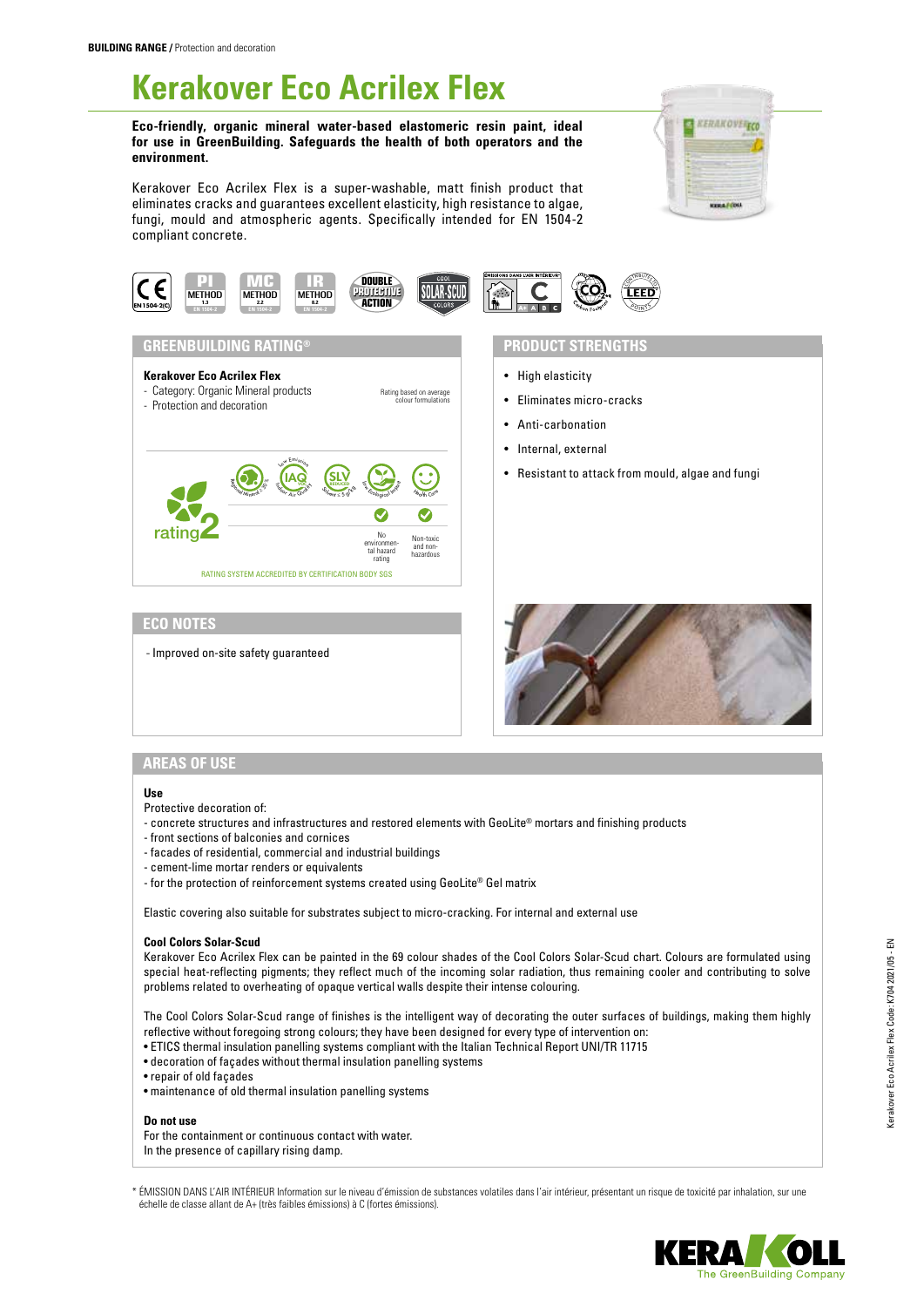**BUILDING RANGE /** Protection and decoration

# Kerakover Eco Acrilex Flex

**Eco-friendly, organic mineral water-based elastomeric resin paint, ideal for use in GreenBuilding. Safeguards the health of both operators and the environment.**

Kerakover Eco Acrilex Flex is a super-washable, matt finish product that eliminates cracks and guarantees excellent elasticity, high resistance to algae, fungi, mould and atmospheric agents. Specifically intended for EN 1504-2 compliant concrete.

## GREENBUILDING RATING®

**Kerakover Eco Acrilex Flex**
- Category: Organic Mineral products
- Protection and decoration

Rating based on average colour formulations

rating 2

No environmental hazard rating

Non-toxic and non-hazardous

RATING SYSTEM ACCREDITED BY CERTIFICATION BODY SGS

## PRODUCT STRENGTHS

- High elasticity
- Eliminates micro-cracks
- Anti-carbonation
- Internal, external
- Resistant to attack from mould, algae and fungi

## ECO NOTES

- Improved on-site safety guaranteed

## AREAS OF USE

**Use**

Protective decoration of:
- concrete structures and infrastructures and restored elements with GeoLite® mortars and finishing products
- front sections of balconies and cornices
- facades of residential, commercial and industrial buildings
- cement-lime mortar renders or equivalents
- for the protection of reinforcement systems created using GeoLite® Gel matrix

Elastic covering also suitable for substrates subject to micro-cracking. For internal and external use

**Cool Colors Solar-Scud**

Kerakover Eco Acrilex Flex can be painted in the 69 colour shades of the Cool Colors Solar-Scud chart. Colours are formulated using special heat-reflecting pigments; they reflect much of the incoming solar radiation, thus remaining cooler and contributing to solve problems related to overheating of opaque vertical walls despite their intense colouring.

The Cool Colors Solar-Scud range of finishes is the intelligent way of decorating the outer surfaces of buildings, making them highly reflective without foregoing strong colours; they have been designed for every type of intervention on:
- ETICS thermal insulation panelling systems compliant with the Italian Technical Report UNI/TR 11715
- decoration of façades without thermal insulation panelling systems
- repair of old façades
- maintenance of old thermal insulation panelling systems

**Do not use**

For the containment or continuous contact with water.
In the presence of capillary rising damp.

\* ÉMISSION DANS L'AIR INTÉRIEUR Information sur le niveau d'émission de substances volatiles dans l'air intérieur, présentant un risque de toxicité par inhalation, sur une échelle de classe allant de A+ (très faibles émissions) à C (fortes émissions).

Kerakover Eco Acrilex Flex Code: K704 2021/05 - EN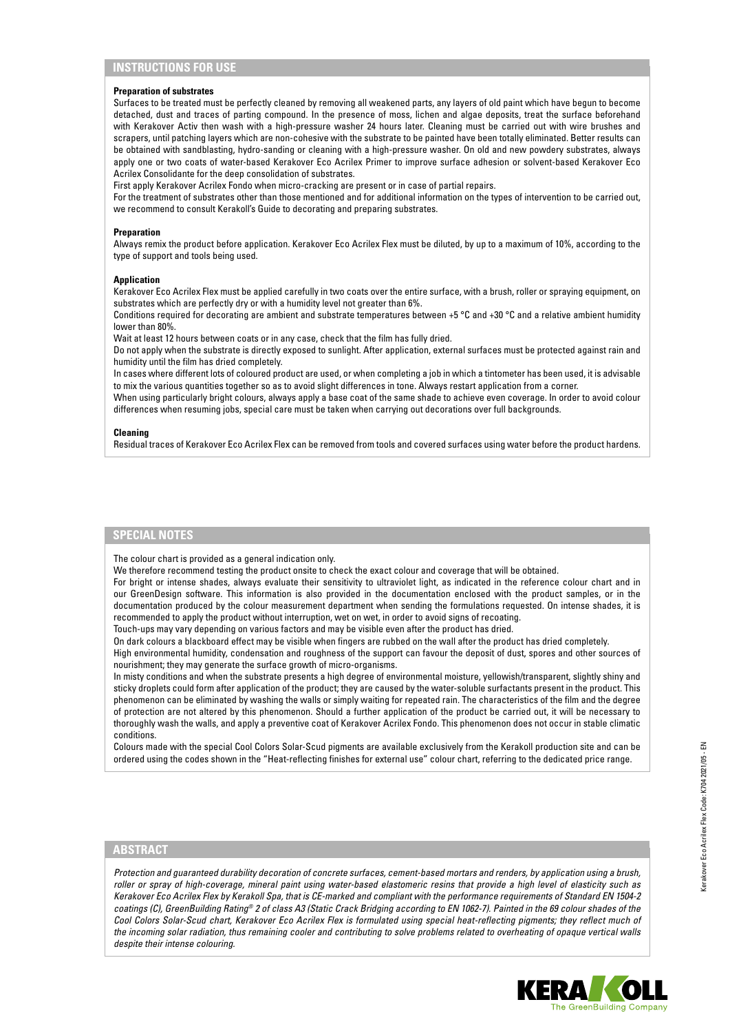## INSTRUCTIONS FOR USE

**Preparation of substrates**

Surfaces to be treated must be perfectly cleaned by removing all weakened parts, any layers of old paint which have begun to become detached, dust and traces of parting compound. In the presence of moss, lichen and algae deposits, treat the surface beforehand with Kerakover Activ then wash with a high-pressure washer 24 hours later. Cleaning must be carried out with wire brushes and scrapers, until patching layers which are non-cohesive with the substrate to be painted have been totally eliminated. Better results can be obtained with sandblasting, hydro-sanding or cleaning with a high-pressure washer. On old and new powdery substrates, always apply one or two coats of water-based Kerakover Eco Acrilex Primer to improve surface adhesion or solvent-based Kerakover Eco Acrilex Consolidante for the deep consolidation of substrates.

First apply Kerakover Acrilex Fondo when micro-cracking are present or in case of partial repairs.

For the treatment of substrates other than those mentioned and for additional information on the types of intervention to be carried out, we recommend to consult Kerakoll's Guide to decorating and preparing substrates.

**Preparation**

Always remix the product before application. Kerakover Eco Acrilex Flex must be diluted, by up to a maximum of 10%, according to the type of support and tools being used.

**Application**

Kerakover Eco Acrilex Flex must be applied carefully in two coats over the entire surface, with a brush, roller or spraying equipment, on substrates which are perfectly dry or with a humidity level not greater than 6%.

Conditions required for decorating are ambient and substrate temperatures between +5 °C and +30 °C and a relative ambient humidity lower than 80%.

Wait at least 12 hours between coats or in any case, check that the film has fully dried.

Do not apply when the substrate is directly exposed to sunlight. After application, external surfaces must be protected against rain and humidity until the film has dried completely.

In cases where different lots of coloured product are used, or when completing a job in which a tintometer has been used, it is advisable to mix the various quantities together so as to avoid slight differences in tone. Always restart application from a corner.

When using particularly bright colours, always apply a base coat of the same shade to achieve even coverage. In order to avoid colour differences when resuming jobs, special care must be taken when carrying out decorations over full backgrounds.

**Cleaning**

Residual traces of Kerakover Eco Acrilex Flex can be removed from tools and covered surfaces using water before the product hardens.

## SPECIAL NOTES

The colour chart is provided as a general indication only.

We therefore recommend testing the product onsite to check the exact colour and coverage that will be obtained.

For bright or intense shades, always evaluate their sensitivity to ultraviolet light, as indicated in the reference colour chart and in our GreenDesign software. This information is also provided in the documentation enclosed with the product samples, or in the documentation produced by the colour measurement department when sending the formulations requested. On intense shades, it is recommended to apply the product without interruption, wet on wet, in order to avoid signs of recoating.

Touch-ups may vary depending on various factors and may be visible even after the product has dried.

On dark colours a blackboard effect may be visible when fingers are rubbed on the wall after the product has dried completely.

High environmental humidity, condensation and roughness of the support can favour the deposit of dust, spores and other sources of nourishment; they may generate the surface growth of micro-organisms.

In misty conditions and when the substrate presents a high degree of environmental moisture, yellowish/transparent, slightly shiny and sticky droplets could form after application of the product; they are caused by the water-soluble surfactants present in the product. This phenomenon can be eliminated by washing the walls or simply waiting for repeated rain. The characteristics of the film and the degree of protection are not altered by this phenomenon. Should a further application of the product be carried out, it will be necessary to thoroughly wash the walls, and apply a preventive coat of Kerakover Acrilex Fondo. This phenomenon does not occur in stable climatic conditions.

Colours made with the special Cool Colors Solar-Scud pigments are available exclusively from the Kerakoll production site and can be ordered using the codes shown in the "Heat-reflecting finishes for external use" colour chart, referring to the dedicated price range.

## ABSTRACT

*Protection and guaranteed durability decoration of concrete surfaces, cement-based mortars and renders, by application using a brush, roller or spray of high-coverage, mineral paint using water-based elastomeric resins that provide a high level of elasticity such as Kerakover Eco Acrilex Flex by Kerakoll Spa, that is CE-marked and compliant with the performance requirements of Standard EN 1504-2 coatings (C), GreenBuilding Rating® 2 of class A3 (Static Crack Bridging according to EN 1062-7). Painted in the 69 colour shades of the Cool Colors Solar-Scud chart, Kerakover Eco Acrilex Flex is formulated using special heat-reflecting pigments; they reflect much of the incoming solar radiation, thus remaining cooler and contributing to solve problems related to overheating of opaque vertical walls despite their intense colouring.*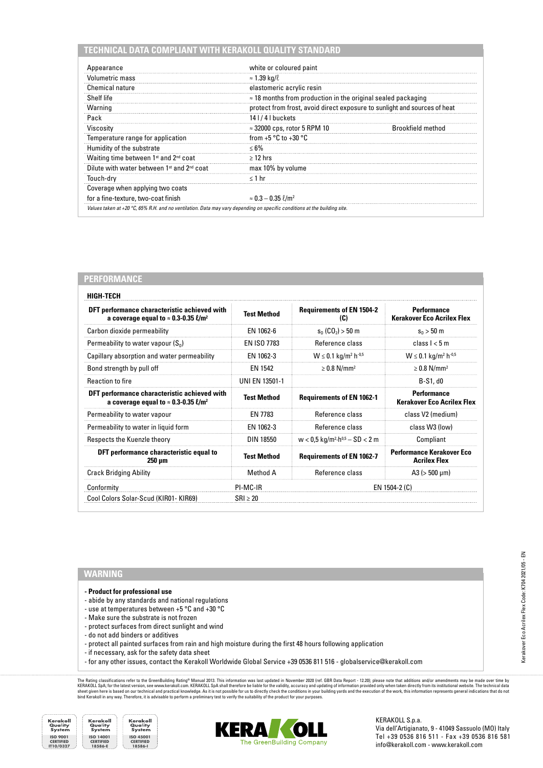## TECHNICAL DATA COMPLIANT WITH KERAKOLL QUALITY STANDARD

| | | |
|---|---|---|
| Appearance | white or coloured paint | |
| Volumetric mass | ≈ 1.39 kg/ℓ | |
| Chemical nature | elastomeric acrylic resin | |
| Shelf life | ≈ 18 months from production in the original sealed packaging | |
| Warning | protect from frost, avoid direct exposure to sunlight and sources of heat | |
| Pack | 14 l / 4 l buckets | |
| Viscosity | ≈ 32000 cps, rotor 5 RPM 10 | Brookfield method |
| Temperature range for application | from +5 °C to +30 °C | |
| Humidity of the substrate | ≤ 6% | |
| Waiting time between 1st and 2nd coat | ≥ 12 hrs | |
| Dilute with water between 1st and 2nd coat | max 10% by volume | |
| Touch-dry | ≤ 1 hr | |
| Coverage when applying two coats for a fine-texture, two-coat finish | ≈ 0.3 – 0.35 ℓ/m² | |

*Values taken at +20 °C, 65% R.H. and no ventilation. Data may vary depending on specific conditions at the building site.*

## PERFORMANCE

**HIGH-TECH**

| DFT performance characteristic achieved with a coverage equal to ≈ 0.3-0.35 ℓ/m² | Test Method | Requirements of EN 1504-2 (C) | Performance Kerakover Eco Acrilex Flex |
|---|---|---|---|
| Carbon dioxide permeability | EN 1062-6 | $s_D$ ($CO_2$) > 50 m | $s_D$ > 50 m |
| Permeability to water vapour ($S_D$) | EN ISO 7783 | Reference class | class I < 5 m |
| Capillary absorption and water permeability | EN 1062-3 | W ≤ 0.1 kg/m² $h^{-0,5}$ | W ≤ 0.1 kg/m² $h^{-0,5}$ |
| Bond strength by pull off | EN 1542 | ≥ 0.8 N/mm² | ≥ 0.8 N/mm² |
| Reaction to fire | UNI EN 13501-1 | | B-S1, d0 |
| **DFT performance characteristic achieved with a coverage equal to ≈ 0.3-0.35 ℓ/m²** | **Test Method** | **Requirements of EN 1062-1** | **Performance Kerakover Eco Acrilex Flex** |
| Permeability to water vapour | EN 7783 | Reference class | class V2 (medium) |
| Permeability to water in liquid form | EN 1062-3 | Reference class | class W3 (low) |
| Respects the Kuenzle theory | DIN 18550 | w < 0,5 kg/m²·$h^{0,5}$ – SD < 2 m | Compliant |
| **DFT performance characteristic equal to 250 µm** | **Test Method** | **Requirements of EN 1062-7** | **Performance Kerakover Eco Acrilex Flex** |
| Crack Bridging Ability | Method A | Reference class | A3 (> 500 µm) |
| Conformity | PI-MC-IR | EN 1504-2 (C) | |
| Cool Colors Solar-Scud (KIR01- KIR69) | SRI ≥ 20 | | |

## WARNING

- **Product for professional use**
- abide by any standards and national regulations
- use at temperatures between +5 °C and +30 °C
- Make sure the substrate is not frozen
- protect surfaces from direct sunlight and wind
- do not add binders or additives
- protect all painted surfaces from rain and high moisture during the first 48 hours following application
- if necessary, ask for the safety data sheet
- for any other issues, contact the Kerakoll Worldwide Global Service +39 0536 811 516 - globalservice@kerakoll.com

The Rating classifications refer to the GreenBuilding Rating® Manual 2013. This information was last updated in November 2020 (ref. GBR Data Report - 12.20); please note that additions and/or amendments may be made over time by KERAKOLL SpA; for the latest version, see www.kerakoll.com. KERAKOLL SpA shall therefore be liable for the validity, accuracy and updating of information provided only when taken directly from its institutional website. The technical data sheet given here is based on our technical and practical knowledge. As it is not possible for us to directly check the conditions in your building yards and the execution of the work, this information represents general indications that do not bind Kerakoll in any way. Therefore, it is advisable to perform a preliminary test to verify the suitability of the product for your purposes.

Kerakoll Quality System ISO 9001 CERTIFIED IT10/0327 — Kerakoll Quality System ISO 14001 CERTIFIED 18586-E — Kerakoll Quality System ISO 45001 CERTIFIED 18586-I

KERAKOLL The GreenBuilding Company

KERAKOLL S.p.a.
Via dell'Artigianato, 9 - 41049 Sassuolo (MO) Italy
Tel +39 0536 816 511 - Fax +39 0536 816 581
info@kerakoll.com - www.kerakoll.com

Kerakover Eco Acrilex Flex Code: K704 2021/05 - EN